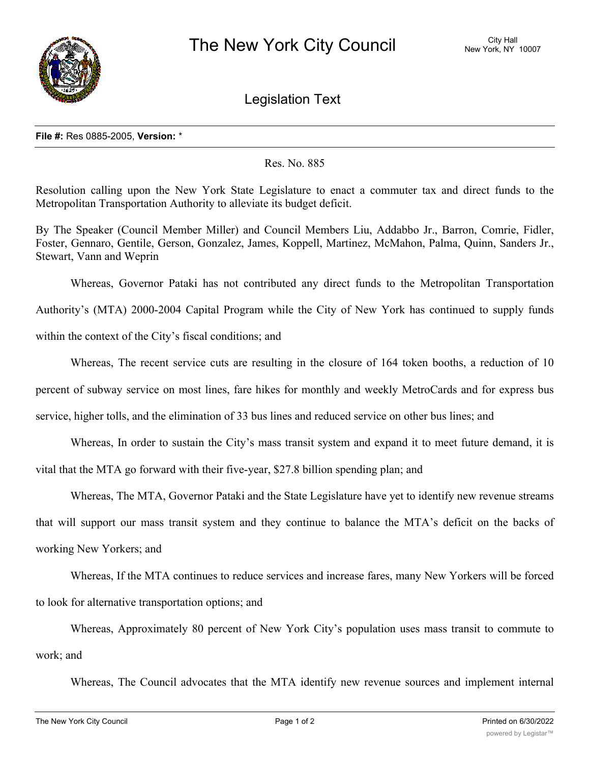# The New York City Council

City Hall
New York, NY 10007

## Legislation Text

**File #:** Res 0885-2005, **Version:** *

Res. No. 885

Resolution calling upon the New York State Legislature to enact a commuter tax and direct funds to the Metropolitan Transportation Authority to alleviate its budget deficit.

By The Speaker (Council Member Miller) and Council Members Liu, Addabbo Jr., Barron, Comrie, Fidler, Foster, Gennaro, Gentile, Gerson, Gonzalez, James, Koppell, Martinez, McMahon, Palma, Quinn, Sanders Jr., Stewart, Vann and Weprin

Whereas, Governor Pataki has not contributed any direct funds to the Metropolitan Transportation Authority's (MTA) 2000-2004 Capital Program while the City of New York has continued to supply funds within the context of the City's fiscal conditions; and

Whereas, The recent service cuts are resulting in the closure of 164 token booths, a reduction of 10 percent of subway service on most lines, fare hikes for monthly and weekly MetroCards and for express bus service, higher tolls, and the elimination of 33 bus lines and reduced service on other bus lines; and

Whereas, In order to sustain the City's mass transit system and expand it to meet future demand, it is vital that the MTA go forward with their five-year, $27.8 billion spending plan; and

Whereas, The MTA, Governor Pataki and the State Legislature have yet to identify new revenue streams that will support our mass transit system and they continue to balance the MTA's deficit on the backs of working New Yorkers; and

Whereas, If the MTA continues to reduce services and increase fares, many New Yorkers will be forced to look for alternative transportation options; and

Whereas, Approximately 80 percent of New York City's population uses mass transit to commute to work; and

Whereas, The Council advocates that the MTA identify new revenue sources and implement internal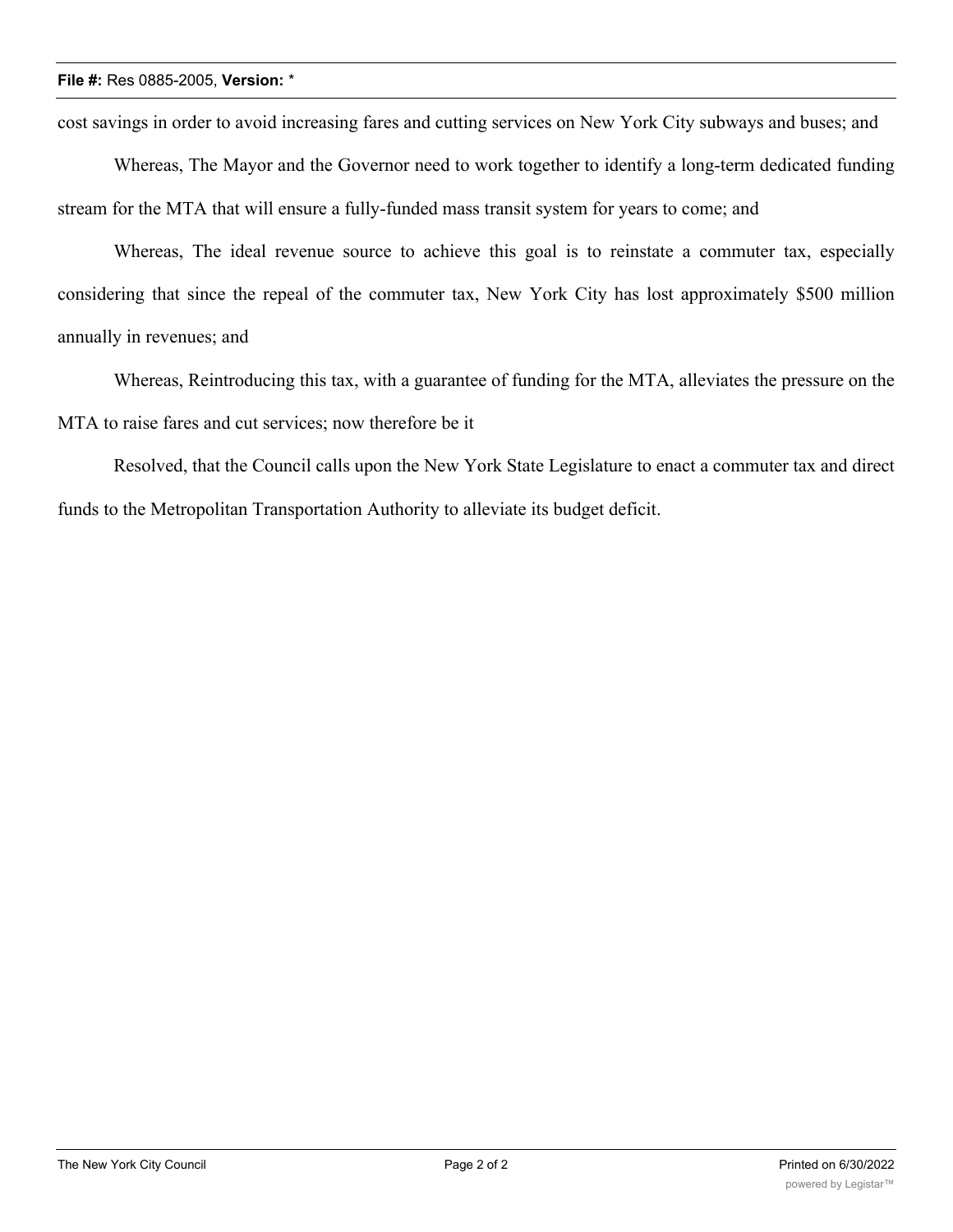cost savings in order to avoid increasing fares and cutting services on New York City subways and buses; and

Whereas, The Mayor and the Governor need to work together to identify a long-term dedicated funding stream for the MTA that will ensure a fully-funded mass transit system for years to come; and

Whereas, The ideal revenue source to achieve this goal is to reinstate a commuter tax, especially considering that since the repeal of the commuter tax, New York City has lost approximately $500 million annually in revenues; and

Whereas, Reintroducing this tax, with a guarantee of funding for the MTA, alleviates the pressure on the MTA to raise fares and cut services; now therefore be it

Resolved, that the Council calls upon the New York State Legislature to enact a commuter tax and direct funds to the Metropolitan Transportation Authority to alleviate its budget deficit.